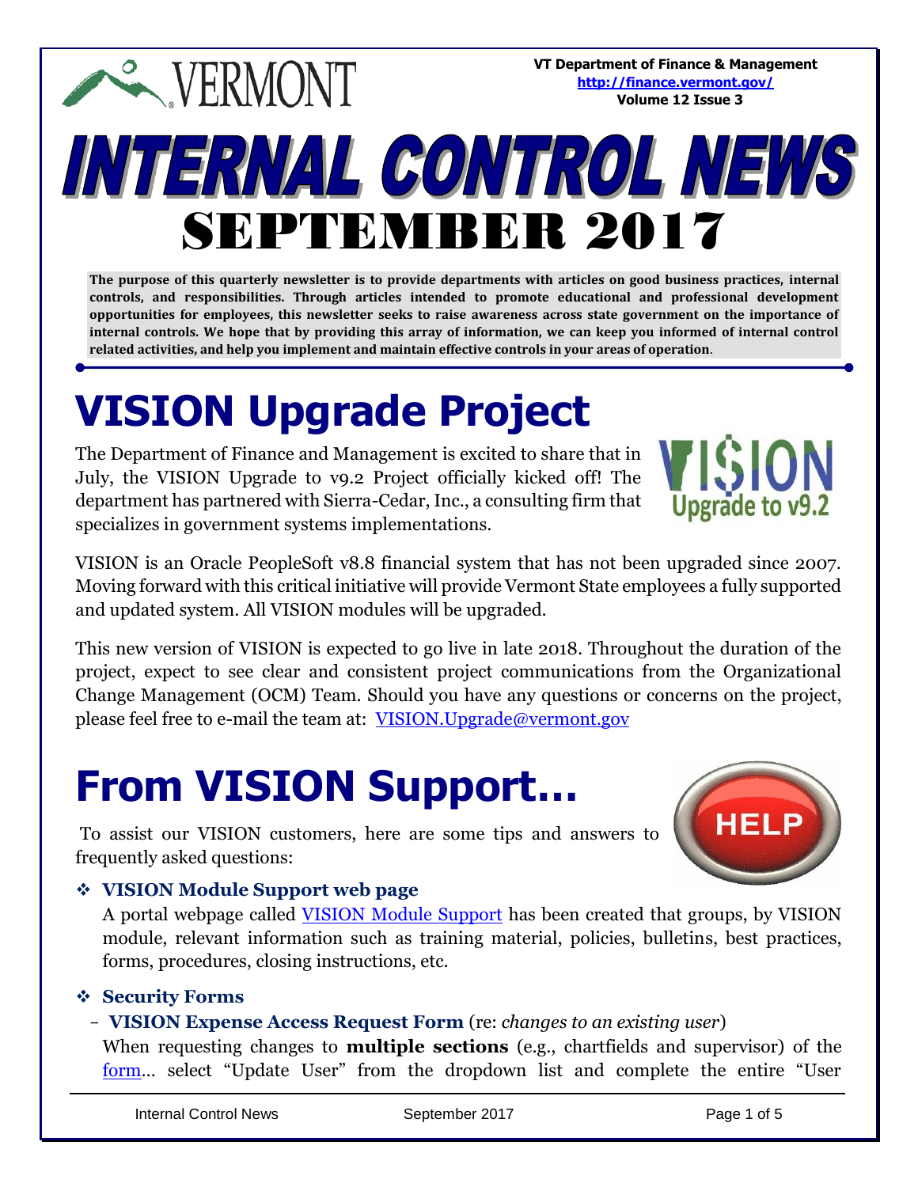VERMONT

**VT Department of Finance & Management**
**http://finance.vermont.gov/**
**Volume 12 Issue 3**

# INTERNAL CONTROL NEWS
# SEPTEMBER 2017

**The purpose of this quarterly newsletter is to provide departments with articles on good business practices, internal controls, and responsibilities. Through articles intended to promote educational and professional development opportunities for employees, this newsletter seeks to raise awareness across state government on the importance of internal controls. We hope that by providing this array of information, we can keep you informed of internal control related activities, and help you implement and maintain effective controls in your areas of operation.**

## VISION Upgrade Project

The Department of Finance and Management is excited to share that in July, the VISION Upgrade to v9.2 Project officially kicked off! The department has partnered with Sierra-Cedar, Inc., a consulting firm that specializes in government systems implementations.

VISION is an Oracle PeopleSoft v8.8 financial system that has not been upgraded since 2007. Moving forward with this critical initiative will provide Vermont State employees a fully supported and updated system. All VISION modules will be upgraded.

This new version of VISION is expected to go live in late 2018. Throughout the duration of the project, expect to see clear and consistent project communications from the Organizational Change Management (OCM) Team. Should you have any questions or concerns on the project, please feel free to e-mail the team at: VISION.Upgrade@vermont.gov

## From VISION Support…

To assist our VISION customers, here are some tips and answers to frequently asked questions:

- **VISION Module Support web page**
  A portal webpage called VISION Module Support has been created that groups, by VISION module, relevant information such as training material, policies, bulletins, best practices, forms, procedures, closing instructions, etc.

- **Security Forms**
  - **VISION Expense Access Request Form** (re: *changes to an existing user*)
    When requesting changes to **multiple sections** (e.g., chartfields and supervisor) of the form… select "Update User" from the dropdown list and complete the entire "User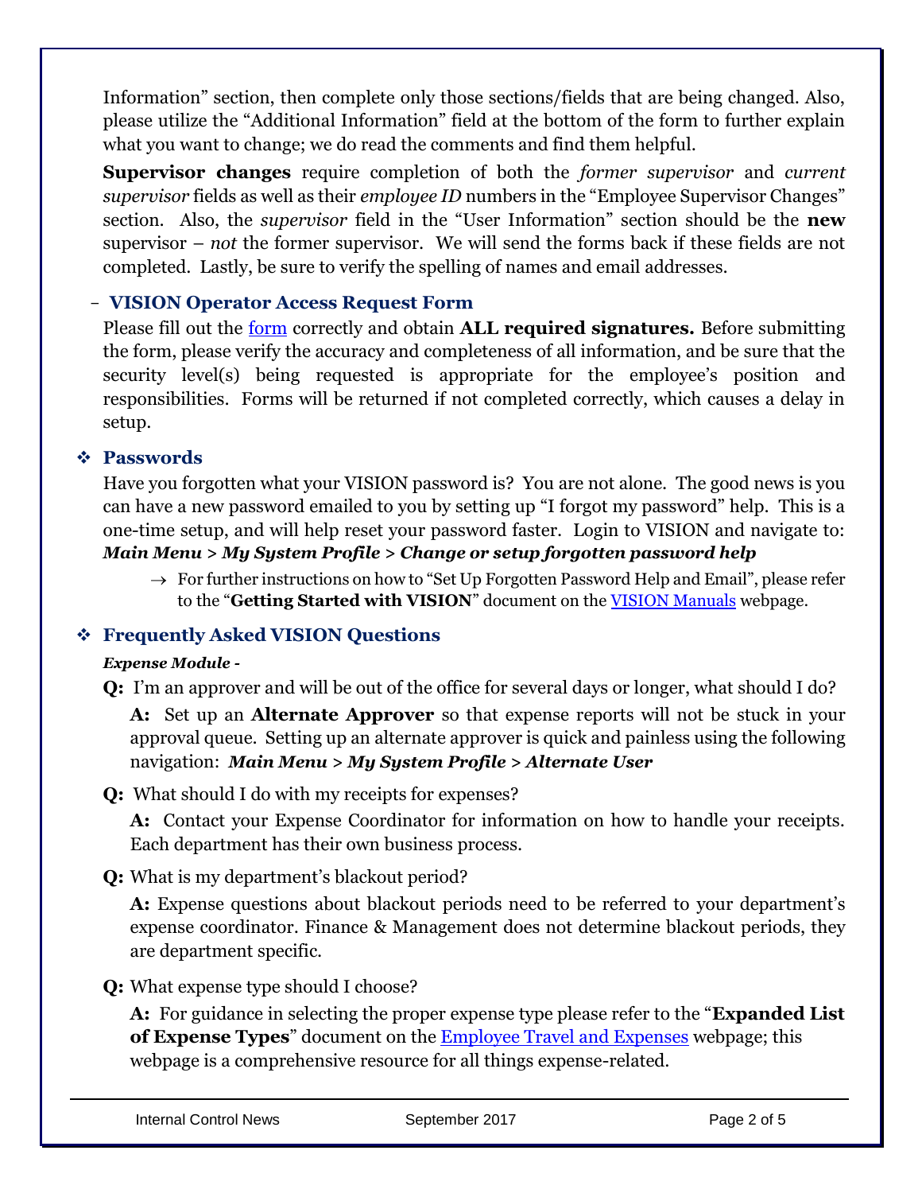Information" section, then complete only those sections/fields that are being changed. Also, please utilize the "Additional Information" field at the bottom of the form to further explain what you want to change; we do read the comments and find them helpful.

**Supervisor changes** require completion of both the *former supervisor* and *current supervisor* fields as well as their *employee ID* numbers in the "Employee Supervisor Changes" section. Also, the *supervisor* field in the "User Information" section should be the **new** supervisor – *not* the former supervisor. We will send the forms back if these fields are not completed. Lastly, be sure to verify the spelling of names and email addresses.

– **VISION Operator Access Request Form**

Please fill out the [form](form) correctly and obtain **ALL required signatures.** Before submitting the form, please verify the accuracy and completeness of all information, and be sure that the security level(s) being requested is appropriate for the employee's position and responsibilities. Forms will be returned if not completed correctly, which causes a delay in setup.

## ❖ Passwords

Have you forgotten what your VISION password is? You are not alone. The good news is you can have a new password emailed to you by setting up "I forgot my password" help. This is a one-time setup, and will help reset your password faster. Login to VISION and navigate to: ***Main Menu > My System Profile > Change or setup forgotten password help***

→ For further instructions on how to "Set Up Forgotten Password Help and Email", please refer to the "**Getting Started with VISION**" document on the [VISION Manuals](VISION Manuals) webpage.

## ❖ Frequently Asked VISION Questions

***Expense Module -***

**Q:** I'm an approver and will be out of the office for several days or longer, what should I do?

**A:** Set up an **Alternate Approver** so that expense reports will not be stuck in your approval queue. Setting up an alternate approver is quick and painless using the following navigation: ***Main Menu > My System Profile > Alternate User***

**Q:** What should I do with my receipts for expenses?

**A:** Contact your Expense Coordinator for information on how to handle your receipts. Each department has their own business process.

**Q:** What is my department's blackout period?

**A:** Expense questions about blackout periods need to be referred to your department's expense coordinator. Finance & Management does not determine blackout periods, they are department specific.

**Q:** What expense type should I choose?

**A:** For guidance in selecting the proper expense type please refer to the "**Expanded List of Expense Types**" document on the [Employee Travel and Expenses](Employee Travel and Expenses) webpage; this webpage is a comprehensive resource for all things expense-related.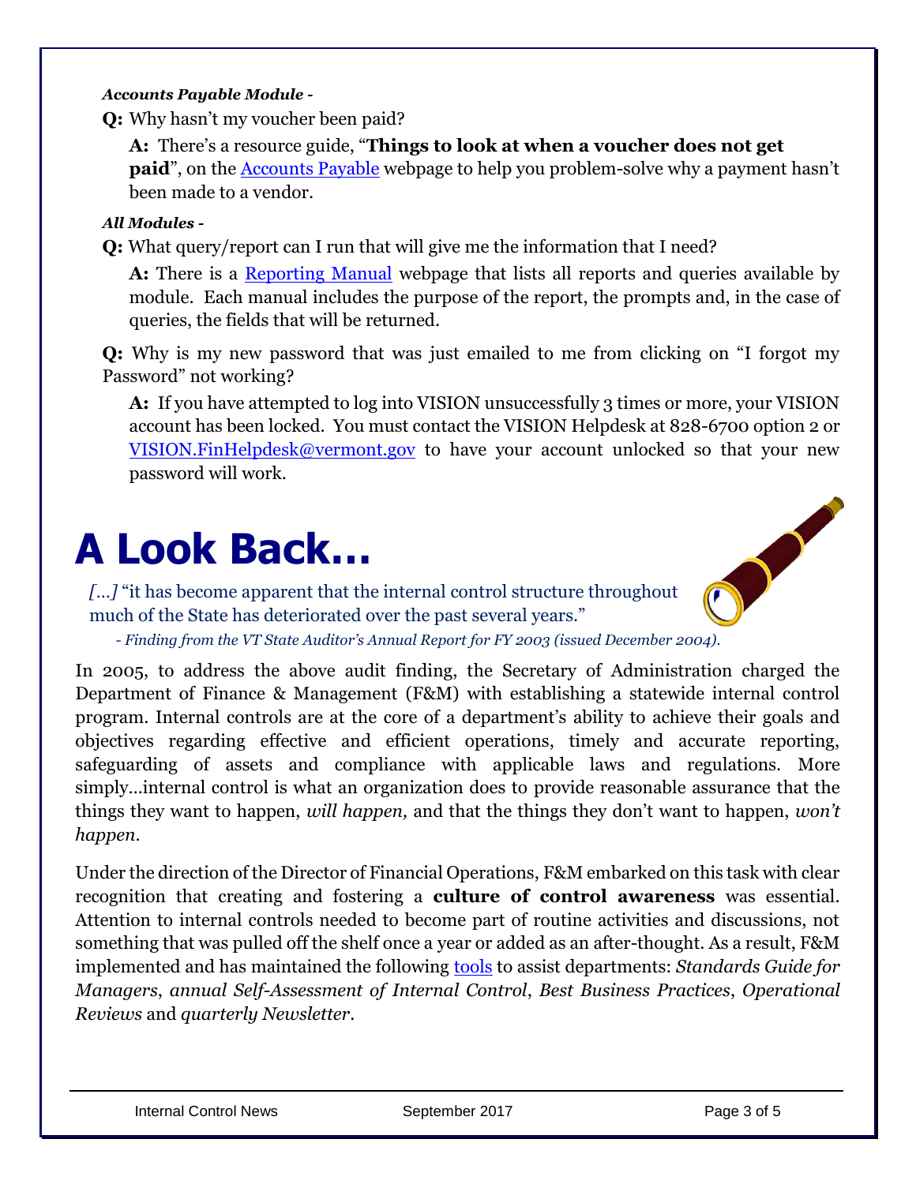***Accounts Payable Module -***

**Q:** Why hasn't my voucher been paid?

**A:** There's a resource guide, "**Things to look at when a voucher does not get paid**", on the Accounts Payable webpage to help you problem-solve why a payment hasn't been made to a vendor.

***All Modules -***

**Q:** What query/report can I run that will give me the information that I need?

**A:** There is a Reporting Manual webpage that lists all reports and queries available by module. Each manual includes the purpose of the report, the prompts and, in the case of queries, the fields that will be returned.

**Q:** Why is my new password that was just emailed to me from clicking on "I forgot my Password" not working?

**A:** If you have attempted to log into VISION unsuccessfully 3 times or more, your VISION account has been locked. You must contact the VISION Helpdesk at 828-6700 option 2 or VISION.FinHelpdesk@vermont.gov to have your account unlocked so that your new password will work.

# A Look Back…

*[…]* "it has become apparent that the internal control structure throughout much of the State has deteriorated over the past several years."

*- Finding from the VT State Auditor's Annual Report for FY 2003 (issued December 2004).*

In 2005, to address the above audit finding, the Secretary of Administration charged the Department of Finance & Management (F&M) with establishing a statewide internal control program. Internal controls are at the core of a department's ability to achieve their goals and objectives regarding effective and efficient operations, timely and accurate reporting, safeguarding of assets and compliance with applicable laws and regulations. More simply…internal control is what an organization does to provide reasonable assurance that the things they want to happen, *will happen,* and that the things they don't want to happen, *won't happen*.

Under the direction of the Director of Financial Operations, F&M embarked on this task with clear recognition that creating and fostering a **culture of control awareness** was essential. Attention to internal controls needed to become part of routine activities and discussions, not something that was pulled off the shelf once a year or added as an after-thought. As a result, F&M implemented and has maintained the following tools to assist departments: *Standards Guide for Managers*, *annual Self-Assessment of Internal Control*, *Best Business Practices*, *Operational Reviews* and *quarterly Newsletter*.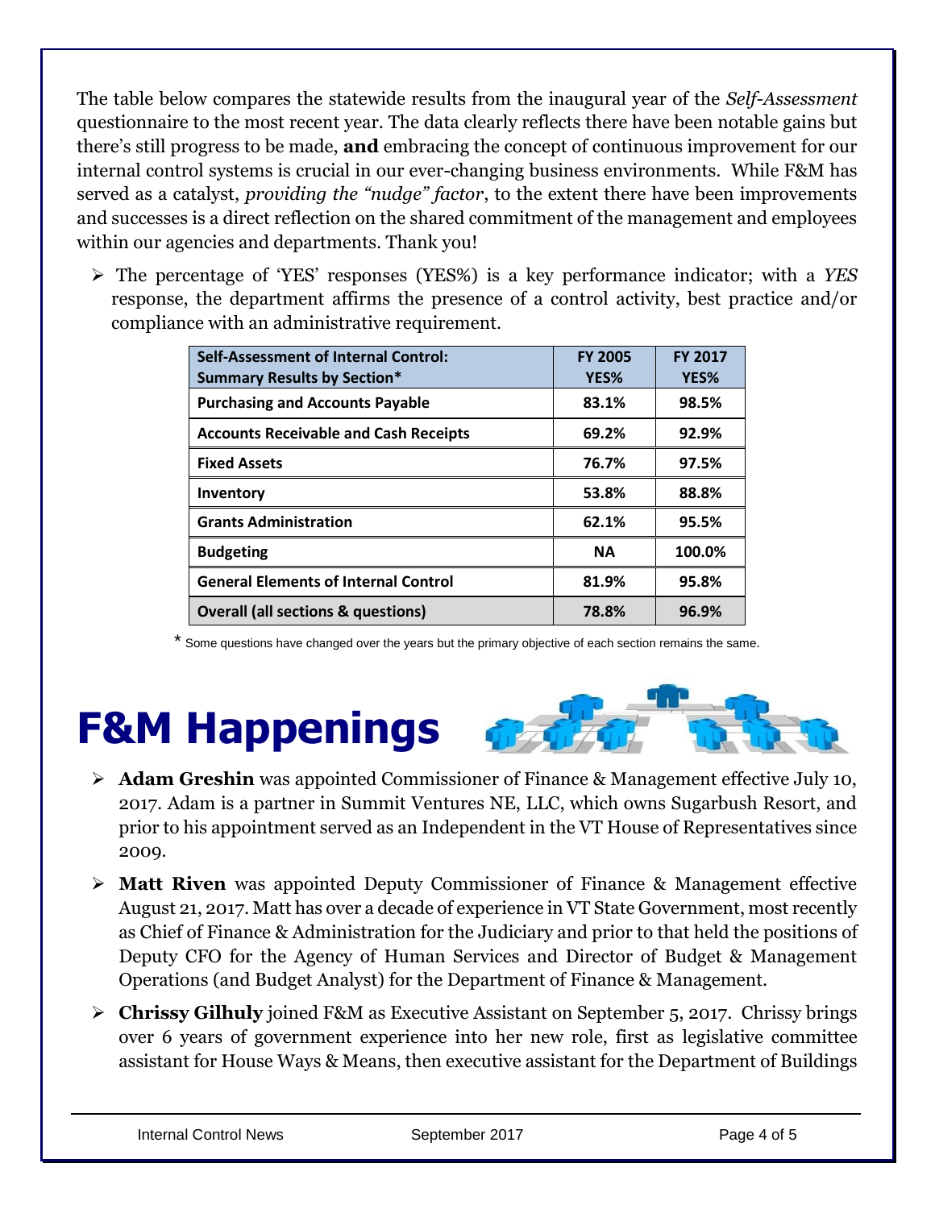The table below compares the statewide results from the inaugural year of the *Self-Assessment* questionnaire to the most recent year. The data clearly reflects there have been notable gains but there's still progress to be made, **and** embracing the concept of continuous improvement for our internal control systems is crucial in our ever-changing business environments. While F&M has served as a catalyst, *providing the "nudge" factor*, to the extent there have been improvements and successes is a direct reflection on the shared commitment of the management and employees within our agencies and departments. Thank you!

- The percentage of 'YES' responses (YES%) is a key performance indicator; with a *YES* response, the department affirms the presence of a control activity, best practice and/or compliance with an administrative requirement.

| Self-Assessment of Internal Control: Summary Results by Section* | FY 2005 YES% | FY 2017 YES% |
|---|---|---|
| Purchasing and Accounts Payable | 83.1% | 98.5% |
| Accounts Receivable and Cash Receipts | 69.2% | 92.9% |
| Fixed Assets | 76.7% | 97.5% |
| Inventory | 53.8% | 88.8% |
| Grants Administration | 62.1% | 95.5% |
| Budgeting | NA | 100.0% |
| General Elements of Internal Control | 81.9% | 95.8% |
| Overall (all sections & questions) | 78.8% | 96.9% |

\* Some questions have changed over the years but the primary objective of each section remains the same.

# F&M Happenings

- **Adam Greshin** was appointed Commissioner of Finance & Management effective July 10, 2017. Adam is a partner in Summit Ventures NE, LLC, which owns Sugarbush Resort, and prior to his appointment served as an Independent in the VT House of Representatives since 2009.
- **Matt Riven** was appointed Deputy Commissioner of Finance & Management effective August 21, 2017. Matt has over a decade of experience in VT State Government, most recently as Chief of Finance & Administration for the Judiciary and prior to that held the positions of Deputy CFO for the Agency of Human Services and Director of Budget & Management Operations (and Budget Analyst) for the Department of Finance & Management.
- **Chrissy Gilhuly** joined F&M as Executive Assistant on September 5, 2017. Chrissy brings over 6 years of government experience into her new role, first as legislative committee assistant for House Ways & Means, then executive assistant for the Department of Buildings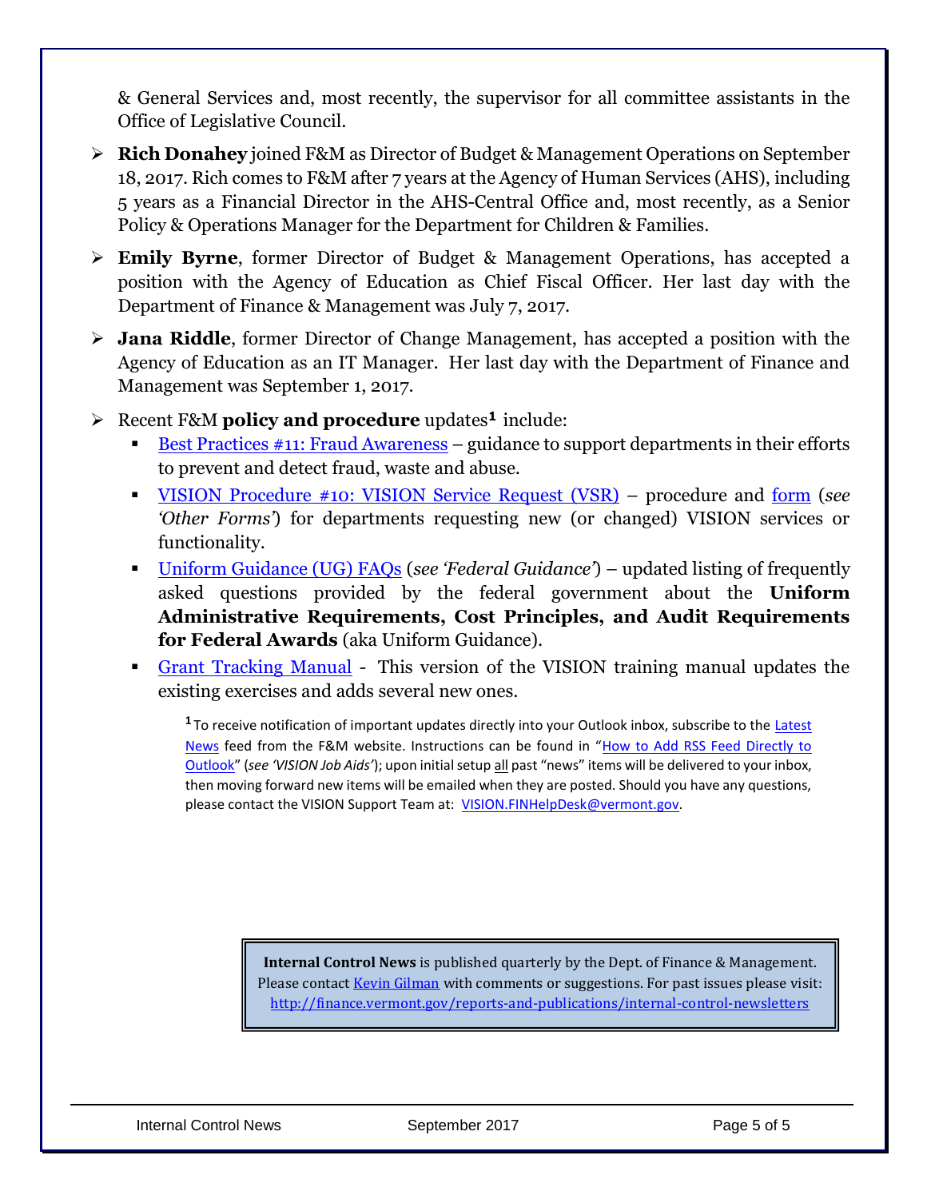& General Services and, most recently, the supervisor for all committee assistants in the Office of Legislative Council.

- **Rich Donahey** joined F&M as Director of Budget & Management Operations on September 18, 2017. Rich comes to F&M after 7 years at the Agency of Human Services (AHS), including 5 years as a Financial Director in the AHS-Central Office and, most recently, as a Senior Policy & Operations Manager for the Department for Children & Families.
- **Emily Byrne**, former Director of Budget & Management Operations, has accepted a position with the Agency of Education as Chief Fiscal Officer. Her last day with the Department of Finance & Management was July 7, 2017.
- **Jana Riddle**, former Director of Change Management, has accepted a position with the Agency of Education as an IT Manager. Her last day with the Department of Finance and Management was September 1, 2017.
- Recent F&M **policy and procedure** updates[1] include:
  - Best Practices #11: Fraud Awareness – guidance to support departments in their efforts to prevent and detect fraud, waste and abuse.
  - VISION Procedure #10: VISION Service Request (VSR) – procedure and form (*see 'Other Forms'*) for departments requesting new (or changed) VISION services or functionality.
  - Uniform Guidance (UG) FAQs (*see 'Federal Guidance'*) – updated listing of frequently asked questions provided by the federal government about the **Uniform Administrative Requirements, Cost Principles, and Audit Requirements for Federal Awards** (aka Uniform Guidance).
  - Grant Tracking Manual - This version of the VISION training manual updates the existing exercises and adds several new ones.

[1] To receive notification of important updates directly into your Outlook inbox, subscribe to the Latest News feed from the F&M website. Instructions can be found in "How to Add RSS Feed Directly to Outlook" (*see 'VISION Job Aids'*); upon initial setup all past "news" items will be delivered to your inbox, then moving forward new items will be emailed when they are posted. Should you have any questions, please contact the VISION Support Team at: VISION.FINHelpDesk@vermont.gov.

**Internal Control News** is published quarterly by the Dept. of Finance & Management. Please contact Kevin Gilman with comments or suggestions. For past issues please visit: http://finance.vermont.gov/reports-and-publications/internal-control-newsletters